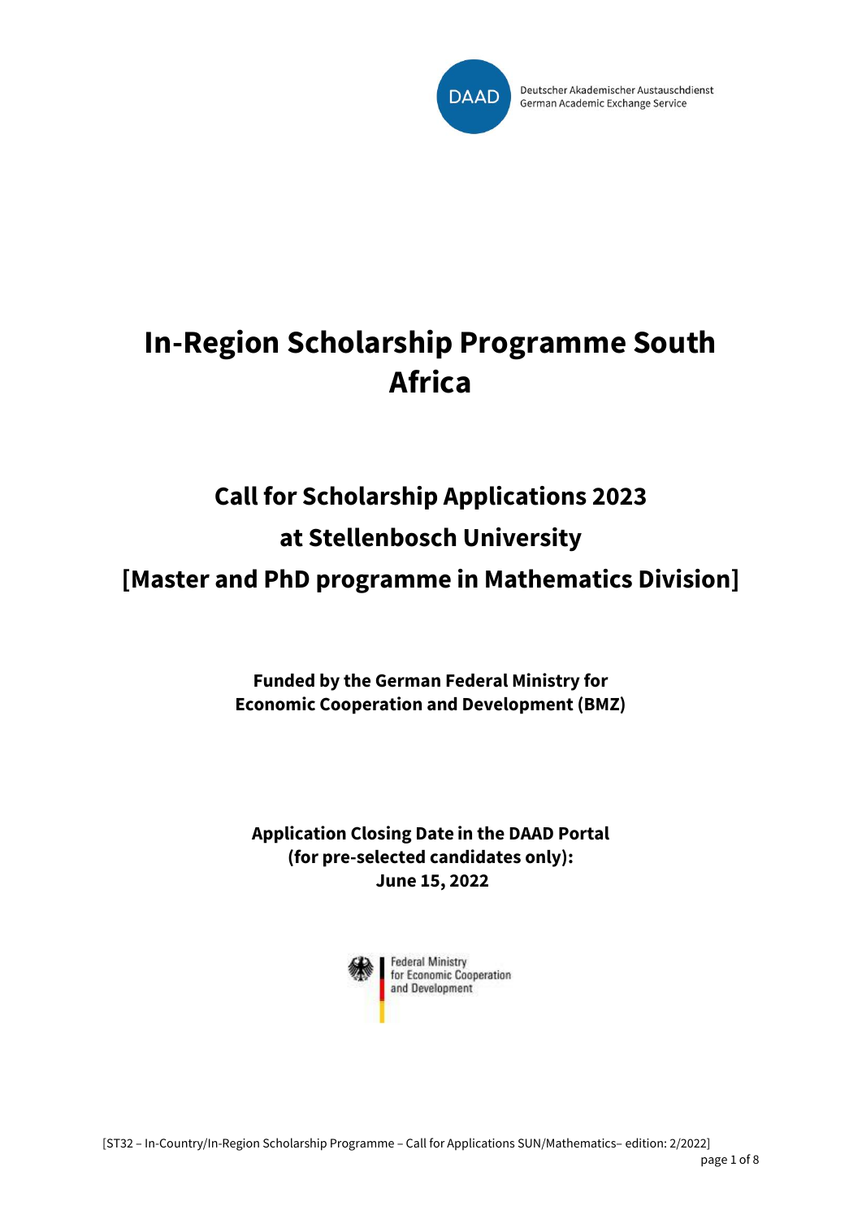Deutscher Akademischer Austauschdienst
German Academic Exchange Service

# In-Region Scholarship Programme South Africa

## Call for Scholarship Applications 2023
## at Stellenbosch University
## [Master and PhD programme in Mathematics Division]

**Funded by the German Federal Ministry for Economic Cooperation and Development (BMZ)**

**Application Closing Date in the DAAD Portal (for pre-selected candidates only): June 15, 2022**

Federal Ministry for Economic Cooperation and Development

[ST32 – In-Country/In-Region Scholarship Programme – Call for Applications SUN/Mathematics– edition: 2/2022]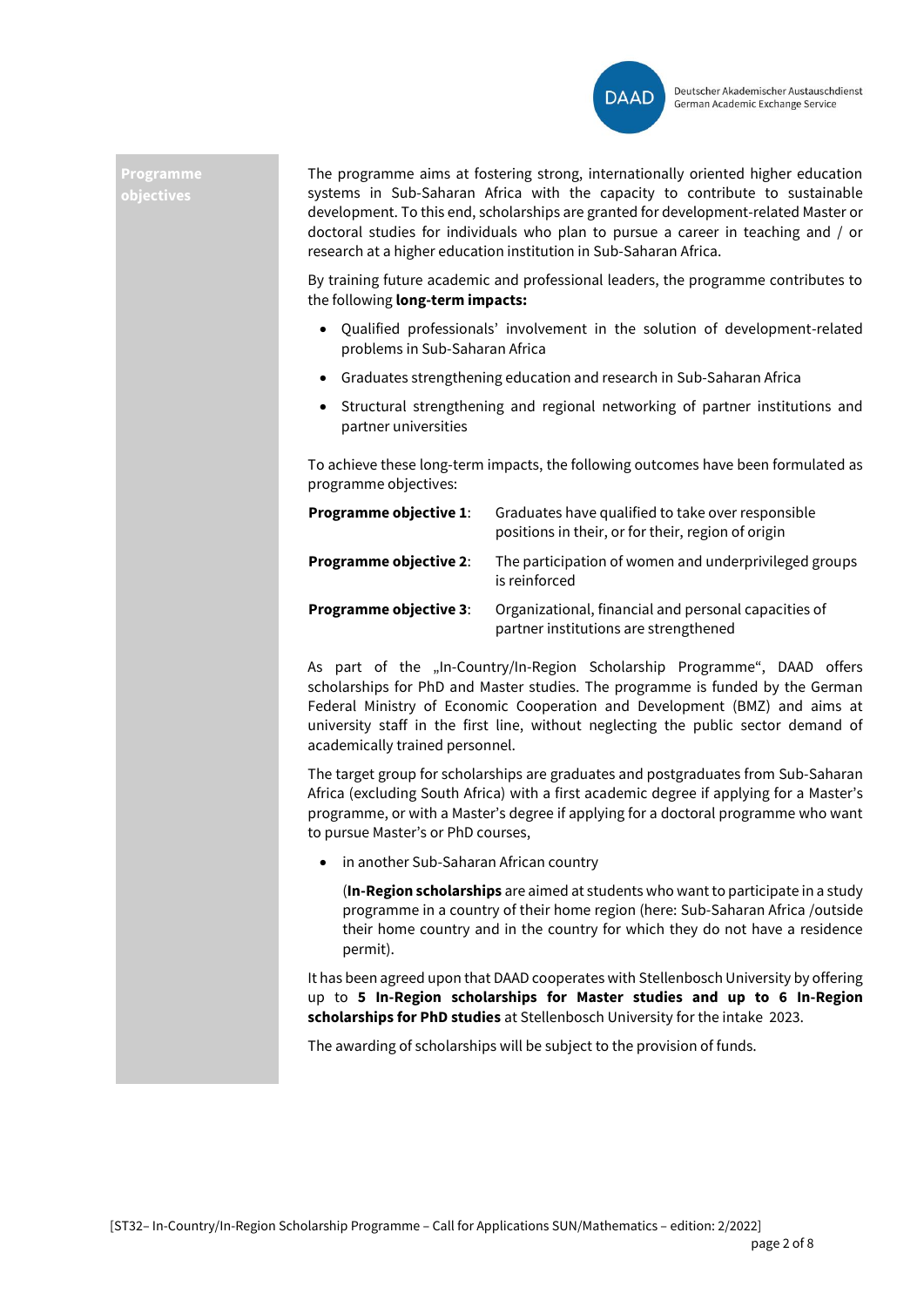## Programme objectives

The programme aims at fostering strong, internationally oriented higher education systems in Sub-Saharan Africa with the capacity to contribute to sustainable development. To this end, scholarships are granted for development-related Master or doctoral studies for individuals who plan to pursue a career in teaching and / or research at a higher education institution in Sub-Saharan Africa.

By training future academic and professional leaders, the programme contributes to the following **long-term impacts:**

- Qualified professionals' involvement in the solution of development-related problems in Sub-Saharan Africa
- Graduates strengthening education and research in Sub-Saharan Africa
- Structural strengthening and regional networking of partner institutions and partner universities

To achieve these long-term impacts, the following outcomes have been formulated as programme objectives:

| | |
|---|---|
| **Programme objective 1**: | Graduates have qualified to take over responsible positions in their, or for their, region of origin |
| **Programme objective 2**: | The participation of women and underprivileged groups is reinforced |
| **Programme objective 3**: | Organizational, financial and personal capacities of partner institutions are strengthened |

As part of the „In-Country/In-Region Scholarship Programme", DAAD offers scholarships for PhD and Master studies. The programme is funded by the German Federal Ministry of Economic Cooperation and Development (BMZ) and aims at university staff in the first line, without neglecting the public sector demand of academically trained personnel.

The target group for scholarships are graduates and postgraduates from Sub-Saharan Africa (excluding South Africa) with a first academic degree if applying for a Master's programme, or with a Master's degree if applying for a doctoral programme who want to pursue Master's or PhD courses,

- in another Sub-Saharan African country

  (**In-Region scholarships** are aimed at students who want to participate in a study programme in a country of their home region (here: Sub-Saharan Africa /outside their home country and in the country for which they do not have a residence permit).

It has been agreed upon that DAAD cooperates with Stellenbosch University by offering up to **5 In-Region scholarships for Master studies and up to 6 In-Region scholarships for PhD studies** at Stellenbosch University for the intake 2023.

The awarding of scholarships will be subject to the provision of funds.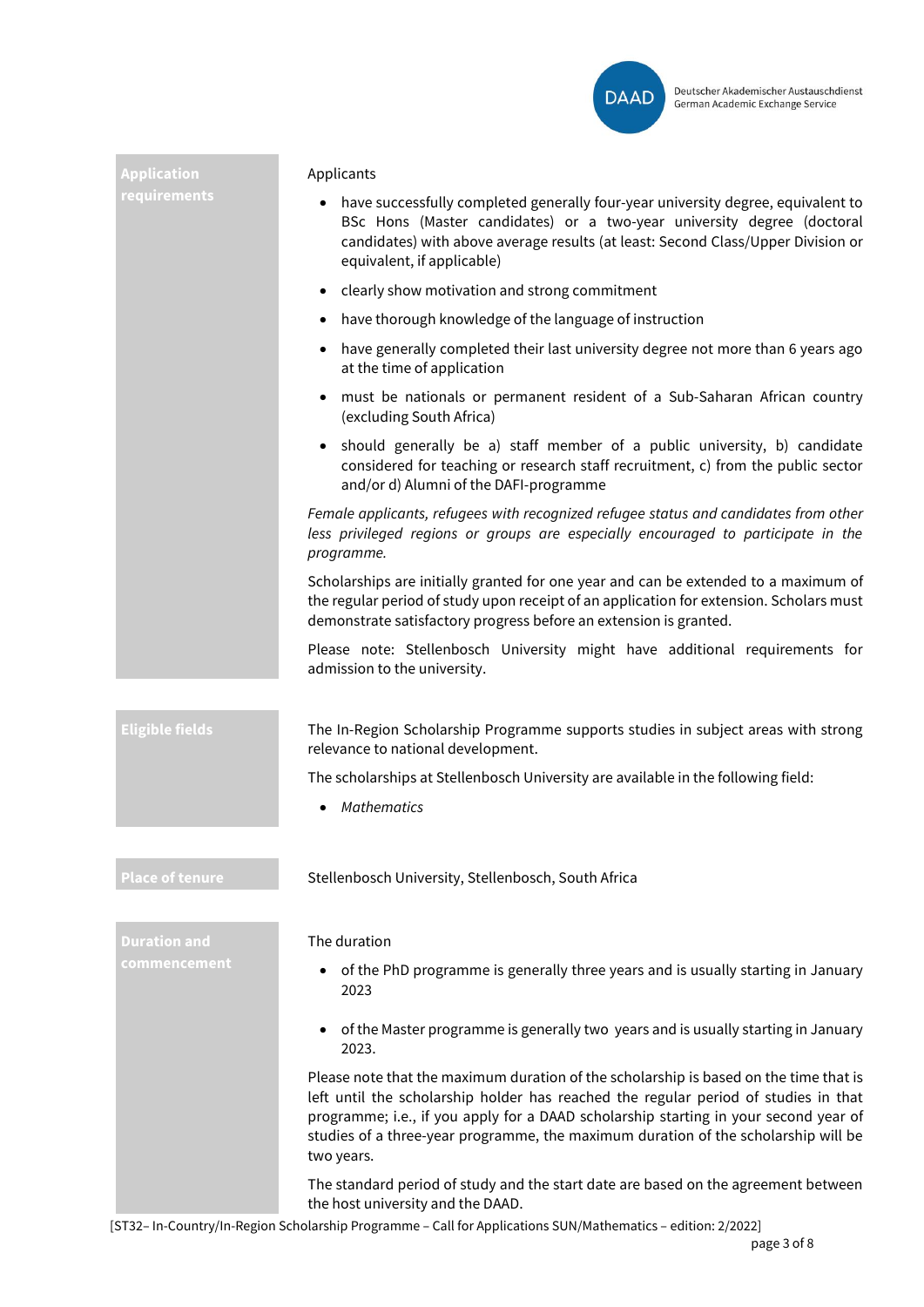## Application requirements

Applicants

- have successfully completed generally four-year university degree, equivalent to BSc Hons (Master candidates) or a two-year university degree (doctoral candidates) with above average results (at least: Second Class/Upper Division or equivalent, if applicable)
- clearly show motivation and strong commitment
- have thorough knowledge of the language of instruction
- have generally completed their last university degree not more than 6 years ago at the time of application
- must be nationals or permanent resident of a Sub-Saharan African country (excluding South Africa)
- should generally be a) staff member of a public university, b) candidate considered for teaching or research staff recruitment, c) from the public sector and/or d) Alumni of the DAFI-programme

*Female applicants, refugees with recognized refugee status and candidates from other less privileged regions or groups are especially encouraged to participate in the programme.*

Scholarships are initially granted for one year and can be extended to a maximum of the regular period of study upon receipt of an application for extension. Scholars must demonstrate satisfactory progress before an extension is granted.

Please note: Stellenbosch University might have additional requirements for admission to the university.

## Eligible fields

The In-Region Scholarship Programme supports studies in subject areas with strong relevance to national development.

The scholarships at Stellenbosch University are available in the following field:

- *Mathematics*

## Place of tenure

Stellenbosch University, Stellenbosch, South Africa

## Duration and commencement

The duration

- of the PhD programme is generally three years and is usually starting in January 2023
- of the Master programme is generally two years and is usually starting in January 2023.

Please note that the maximum duration of the scholarship is based on the time that is left until the scholarship holder has reached the regular period of studies in that programme; i.e., if you apply for a DAAD scholarship starting in your second year of studies of a three-year programme, the maximum duration of the scholarship will be two years.

The standard period of study and the start date are based on the agreement between the host university and the DAAD.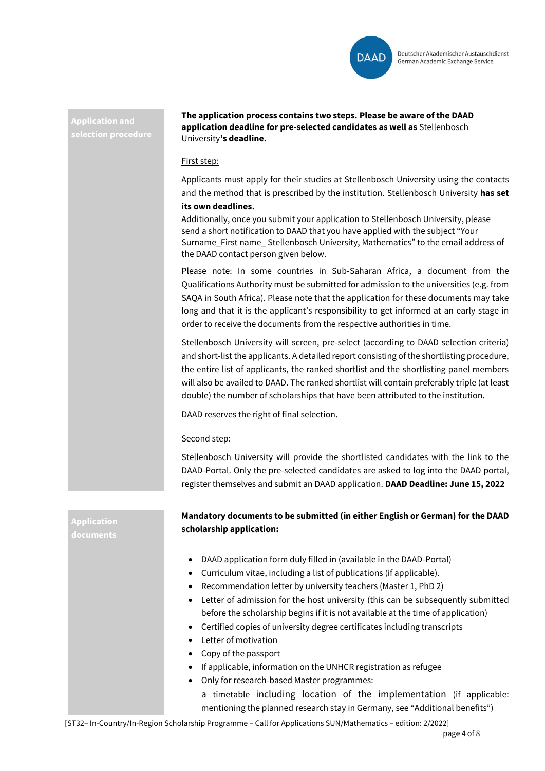## Application and selection procedure

**The application process contains two steps. Please be aware of the DAAD application deadline for pre-selected candidates as well as** Stellenbosch University**'s deadline.**

First step:

Applicants must apply for their studies at Stellenbosch University using the contacts and the method that is prescribed by the institution. Stellenbosch University **has set its own deadlines.**

Additionally, once you submit your application to Stellenbosch University, please send a short notification to DAAD that you have applied with the subject "Your Surname_First name_ Stellenbosch University, Mathematics" to the email address of the DAAD contact person given below.

Please note: In some countries in Sub-Saharan Africa, a document from the Qualifications Authority must be submitted for admission to the universities (e.g. from SAQA in South Africa). Please note that the application for these documents may take long and that it is the applicant's responsibility to get informed at an early stage in order to receive the documents from the respective authorities in time.

Stellenbosch University will screen, pre-select (according to DAAD selection criteria) and short-list the applicants. A detailed report consisting of the shortlisting procedure, the entire list of applicants, the ranked shortlist and the shortlisting panel members will also be availed to DAAD. The ranked shortlist will contain preferably triple (at least double) the number of scholarships that have been attributed to the institution.

DAAD reserves the right of final selection.

Second step:

Stellenbosch University will provide the shortlisted candidates with the link to the DAAD-Portal. Only the pre-selected candidates are asked to log into the DAAD portal, register themselves and submit an DAAD application. **DAAD Deadline: June 15, 2022**

## Application documents

**Mandatory documents to be submitted (in either English or German) for the DAAD scholarship application:**

- DAAD application form duly filled in (available in the DAAD-Portal)
- Curriculum vitae, including a list of publications (if applicable).
- Recommendation letter by university teachers (Master 1, PhD 2)
- Letter of admission for the host university (this can be subsequently submitted before the scholarship begins if it is not available at the time of application)
- Certified copies of university degree certificates including transcripts
- Letter of motivation
- Copy of the passport
- If applicable, information on the UNHCR registration as refugee
- Only for research-based Master programmes:

  a timetable including location of the implementation (if applicable: mentioning the planned research stay in Germany, see "Additional benefits")

[ST32– In-Country/In-Region Scholarship Programme – Call for Applications SUN/Mathematics – edition: 2/2022]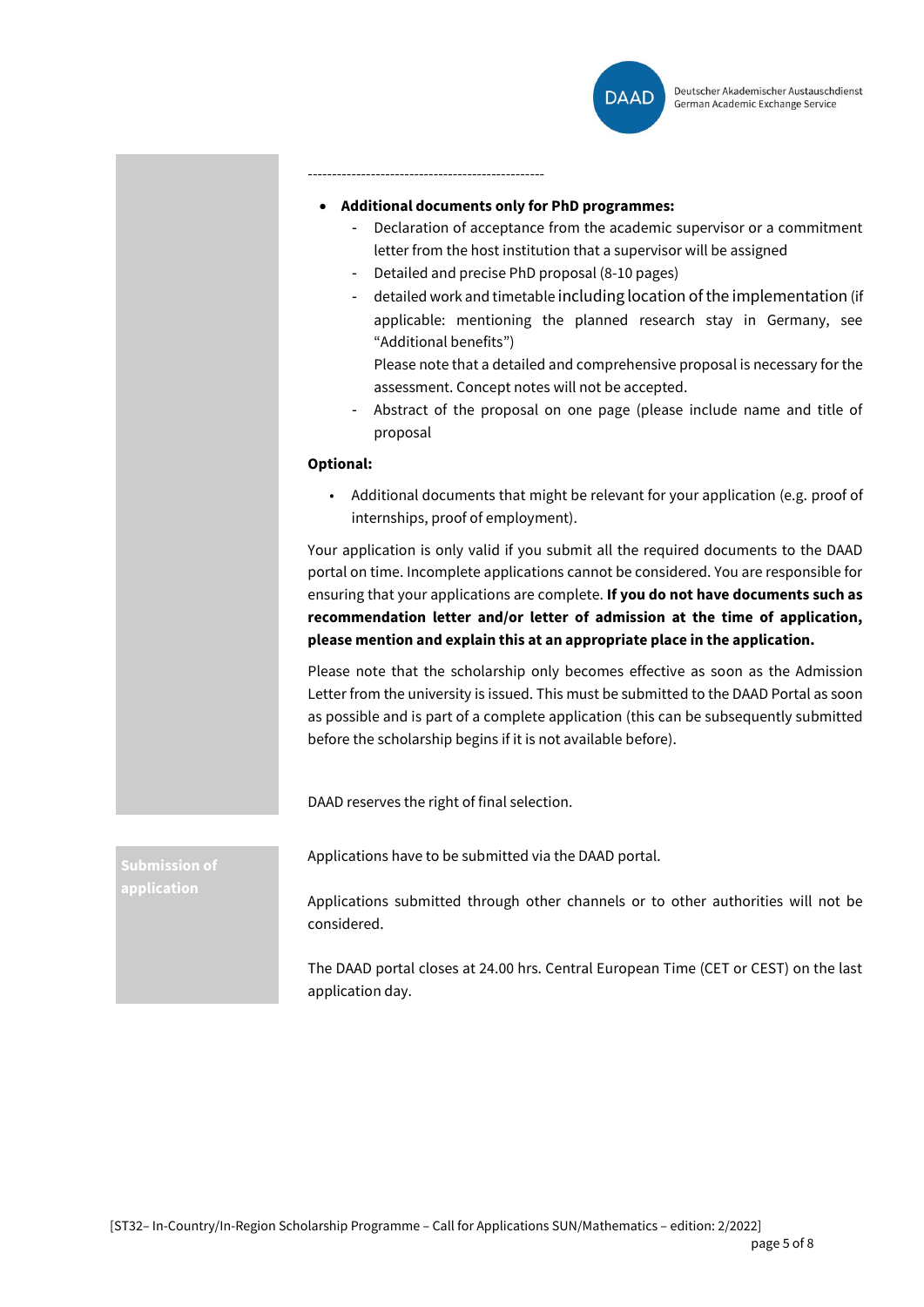-------------------------------------------------

- **Additional documents only for PhD programmes:**
  - Declaration of acceptance from the academic supervisor or a commitment letter from the host institution that a supervisor will be assigned
  - Detailed and precise PhD proposal (8-10 pages)
  - detailed work and timetable including location of the implementation (if applicable: mentioning the planned research stay in Germany, see "Additional benefits")
    Please note that a detailed and comprehensive proposal is necessary for the assessment. Concept notes will not be accepted.
  - Abstract of the proposal on one page (please include name and title of proposal

**Optional:**

- Additional documents that might be relevant for your application (e.g. proof of internships, proof of employment).

Your application is only valid if you submit all the required documents to the DAAD portal on time. Incomplete applications cannot be considered. You are responsible for ensuring that your applications are complete. **If you do not have documents such as recommendation letter and/or letter of admission at the time of application, please mention and explain this at an appropriate place in the application.**

Please note that the scholarship only becomes effective as soon as the Admission Letter from the university is issued. This must be submitted to the DAAD Portal as soon as possible and is part of a complete application (this can be subsequently submitted before the scholarship begins if it is not available before).

DAAD reserves the right of final selection.

**Submission of application**

Applications have to be submitted via the DAAD portal.

Applications submitted through other channels or to other authorities will not be considered.

The DAAD portal closes at 24.00 hrs. Central European Time (CET or CEST) on the last application day.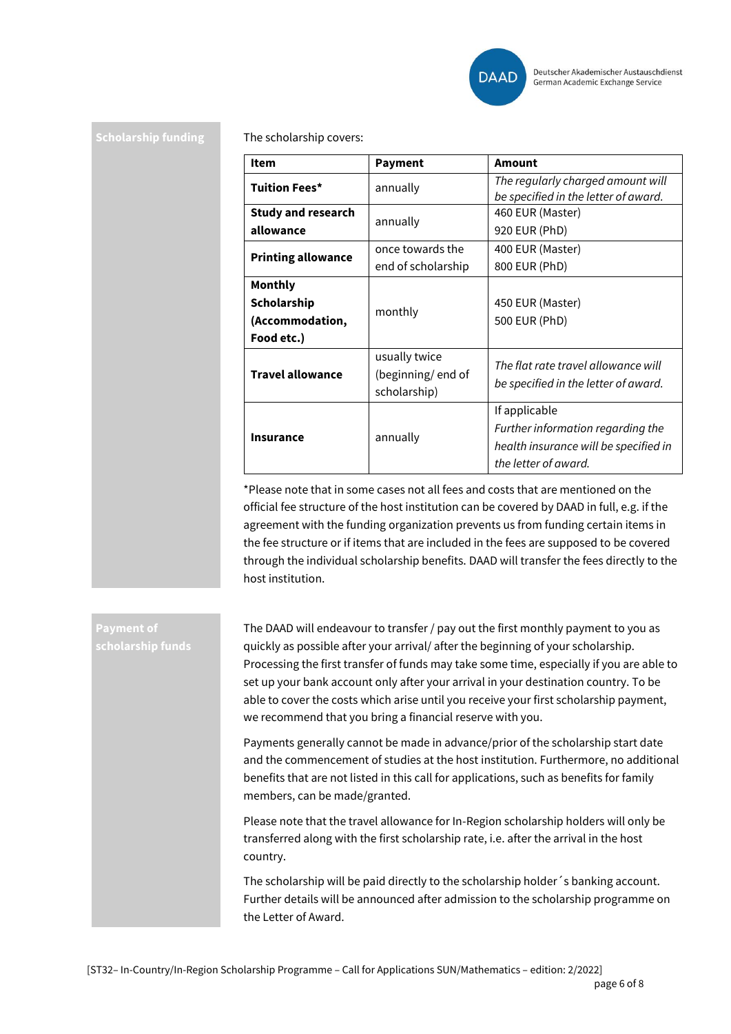## Scholarship funding

The scholarship covers:

| Item | Payment | Amount |
|---|---|---|
| **Tuition Fees*** | annually | *The regularly charged amount will be specified in the letter of award.* |
| **Study and research allowance** | annually | 460 EUR (Master)<br>920 EUR (PhD) |
| **Printing allowance** | once towards the end of scholarship | 400 EUR (Master)<br>800 EUR (PhD) |
| **Monthly Scholarship (Accommodation, Food etc.)** | monthly | 450 EUR (Master)<br>500 EUR (PhD) |
| **Travel allowance** | usually twice (beginning/ end of scholarship) | *The flat rate travel allowance will be specified in the letter of award.* |
| **Insurance** | annually | If applicable<br>*Further information regarding the health insurance will be specified in the letter of award.* |

*Please note that in some cases not all fees and costs that are mentioned on the official fee structure of the host institution can be covered by DAAD in full, e.g. if the agreement with the funding organization prevents us from funding certain items in the fee structure or if items that are included in the fees are supposed to be covered through the individual scholarship benefits. DAAD will transfer the fees directly to the host institution.

## Payment of scholarship funds

The DAAD will endeavour to transfer / pay out the first monthly payment to you as quickly as possible after your arrival/ after the beginning of your scholarship. Processing the first transfer of funds may take some time, especially if you are able to set up your bank account only after your arrival in your destination country. To be able to cover the costs which arise until you receive your first scholarship payment, we recommend that you bring a financial reserve with you.

Payments generally cannot be made in advance/prior of the scholarship start date and the commencement of studies at the host institution. Furthermore, no additional benefits that are not listed in this call for applications, such as benefits for family members, can be made/granted.

Please note that the travel allowance for In-Region scholarship holders will only be transferred along with the first scholarship rate, i.e. after the arrival in the host country.

The scholarship will be paid directly to the scholarship holder´s banking account. Further details will be announced after admission to the scholarship programme on the Letter of Award.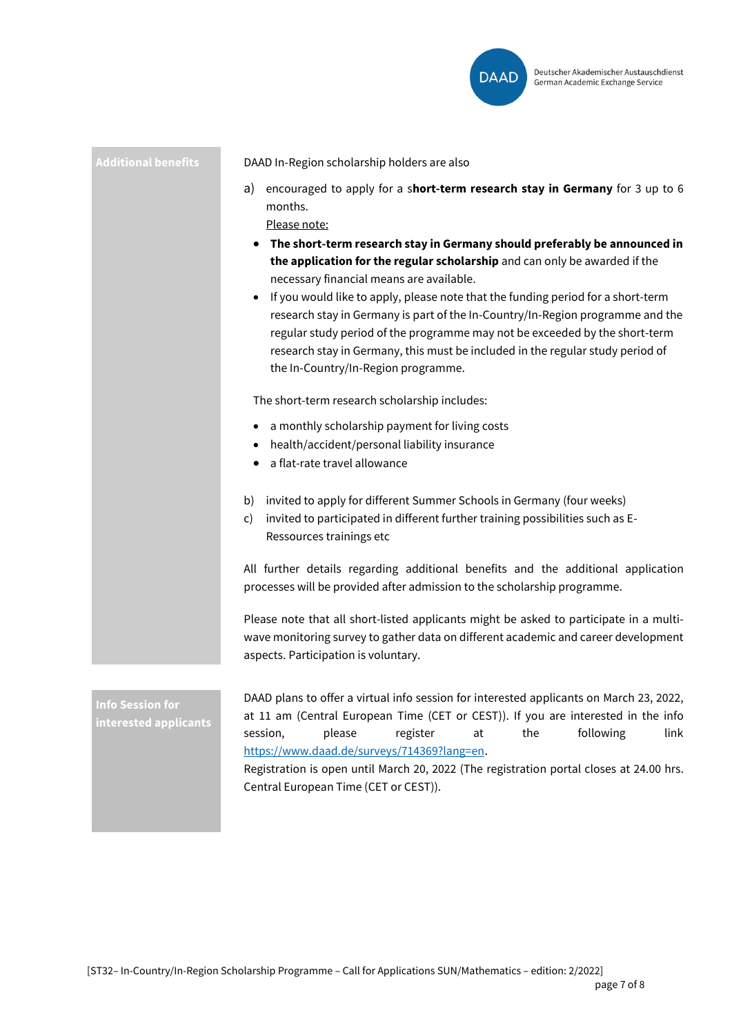## Additional benefits

DAAD In-Region scholarship holders are also

a) encouraged to apply for a **short-term research stay in Germany** for 3 up to 6 months.
   Please note:
   - **The short-term research stay in Germany should preferably be announced in the application for the regular scholarship** and can only be awarded if the necessary financial means are available.
   - If you would like to apply, please note that the funding period for a short-term research stay in Germany is part of the In-Country/In-Region programme and the regular study period of the programme may not be exceeded by the short-term research stay in Germany, this must be included in the regular study period of the In-Country/In-Region programme.

   The short-term research scholarship includes:

   - a monthly scholarship payment for living costs
   - health/accident/personal liability insurance
   - a flat-rate travel allowance

b) invited to apply for different Summer Schools in Germany (four weeks)

c) invited to participated in different further training possibilities such as E-Ressources trainings etc

All further details regarding additional benefits and the additional application processes will be provided after admission to the scholarship programme.

Please note that all short-listed applicants might be asked to participate in a multi-wave monitoring survey to gather data on different academic and career development aspects. Participation is voluntary.

## Info Session for interested applicants

DAAD plans to offer a virtual info session for interested applicants on March 23, 2022, at 11 am (Central European Time (CET or CEST)). If you are interested in the info session, please register at the following link https://www.daad.de/surveys/714369?lang=en.

Registration is open until March 20, 2022 (The registration portal closes at 24.00 hrs. Central European Time (CET or CEST)).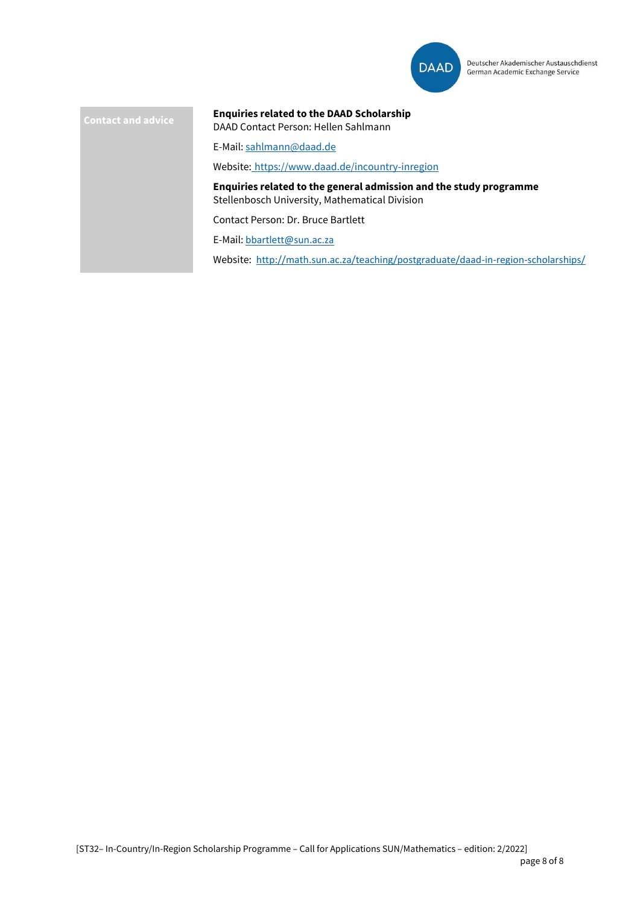## Contact and advice

**Enquiries related to the DAAD Scholarship**
DAAD Contact Person: Hellen Sahlmann

E-Mail: sahlmann@daad.de

Website: https://www.daad.de/incountry-inregion

**Enquiries related to the general admission and the study programme**
Stellenbosch University, Mathematical Division

Contact Person: Dr. Bruce Bartlett

E-Mail: bbartlett@sun.ac.za

Website: http://math.sun.ac.za/teaching/postgraduate/daad-in-region-scholarships/